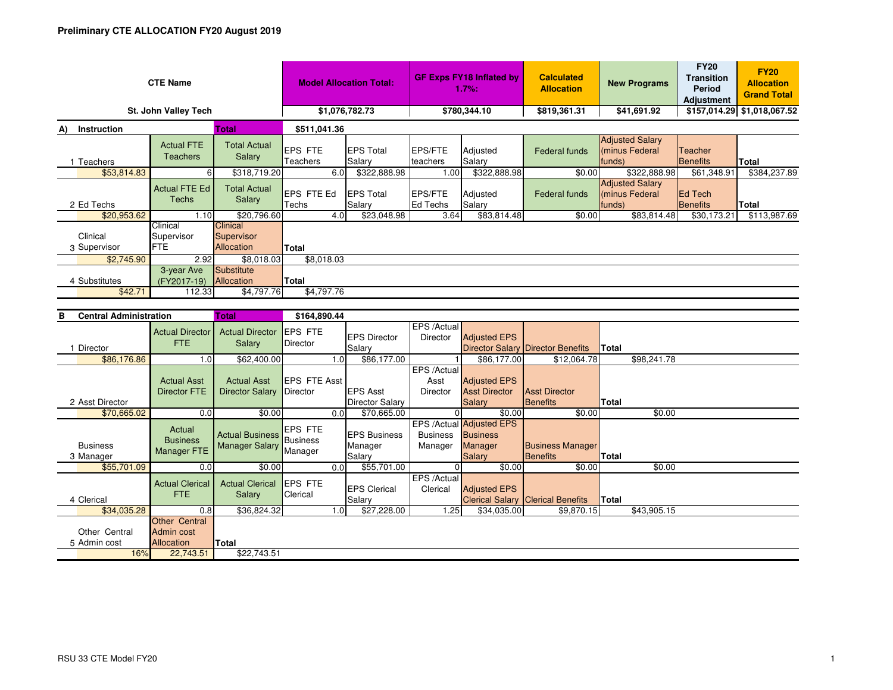**Preliminary CTE ALLOCATION FY20 August 2019**

| CTE Name | Model Allocation Total: | GF Exps FY18 Inflated by 1.7%: | Calculated Allocation | New Programs | FY20 Transition Period Adjustment | FY20 Allocation Grand Total |
|---|---|---|---|---|---|---|
| St. John Valley Tech | $1,076,782.73 | $780,344.10 | $819,361.31 | $41,691.92 | $157,014.29 | $1,018,067.52 |

**A) Instruction** — Total: $511,041.36

| 1 Teachers | Actual FTE Teachers | Total Actual Salary | EPS FTE Teachers | EPS Total Salary | EPS/FTE teachers | Adjusted Salary | Federal funds | Adjusted Salary (minus Federal funds) | Teacher Benefits | Total |
|---|---|---|---|---|---|---|---|---|---|---|
| $53,814.83 | 6 | $318,719.20 | 6.0 | $322,888.98 | 1.00 | $322,888.98 | $0.00 | $322,888.98 | $61,348.91 | $384,237.89 |

| 2 Ed Techs | Actual FTE Ed Techs | Total Actual Salary | EPS FTE Ed Techs | EPS Total Salary | EPS/FTE Ed Techs | Adjusted Salary | Federal funds | Adjusted Salary (minus Federal funds) | Ed Tech Benefits | Total |
|---|---|---|---|---|---|---|---|---|---|---|
| $20,953.62 | 1.10 | $20,796.60 | 4.0 | $23,048.98 | 3.64 | $83,814.48 | $0.00 | $83,814.48 | $30,173.21 | $113,987.69 |

| 3 Clinical Supervisor | Clinical Supervisor FTE | Clinical Supervisor Allocation | Total |
|---|---|---|---|
| $2,745.90 | 2.92 | $8,018.03 | $8,018.03 |

| 4 Substitutes | 3-year Ave (FY2017-19) | Substitute Allocation | Total |
|---|---|---|---|
| $42.71 | 112.33 | $4,797.76 | $4,797.76 |

**B Central Administration** — Total: $164,890.44

| 1 Director | Actual Director FTE | Actual Director Salary | EPS FTE Director | EPS Director Salary | EPS /Actual Director | Adjusted EPS Director Salary | Director Benefits | Total |
|---|---|---|---|---|---|---|---|---|
| $86,176.86 | 1.0 | $62,400.00 | 1.0 | $86,177.00 | 1 | $86,177.00 | $12,064.78 | $98,241.78 |

| 2 Asst Director | Actual Asst Director FTE | Actual Asst Director Salary | EPS FTE Asst Director | EPS Asst Director Salary | EPS /Actual Asst Director | Adjusted EPS Asst Director Salary | Asst Director Benefits | Total |
|---|---|---|---|---|---|---|---|---|
| $70,665.02 | 0.0 | $0.00 | 0.0 | $70,665.00 | 0 | $0.00 | $0.00 | $0.00 |

| 3 Business Manager | Actual Business Manager FTE | Actual Business Manager Salary | EPS FTE Business Manager | EPS Business Manager Salary | EPS /Actual Business Manager | Adjusted EPS Business Manager Salary | Business Manager Benefits | Total |
|---|---|---|---|---|---|---|---|---|
| $55,701.09 | 0.0 | $0.00 | 0.0 | $55,701.00 | 0 | $0.00 | $0.00 | $0.00 |

| 4 Clerical | Actual Clerical FTE | Actual Clerical Salary | EPS FTE Clerical | EPS Clerical Salary | EPS /Actual Clerical | Adjusted EPS Clerical Salary | Clerical Benefits | Total |
|---|---|---|---|---|---|---|---|---|
| $34,035.28 | 0.8 | $36,824.32 | 1.0 | $27,228.00 | 1.25 | $34,035.00 | $9,870.15 | $43,905.15 |

| 5 Other Central Admin cost | Other Central Admin cost Allocation | Total |
|---|---|---|
| 16% | 22,743.51 | $22,743.51 |

RSU 33 CTE Model FY20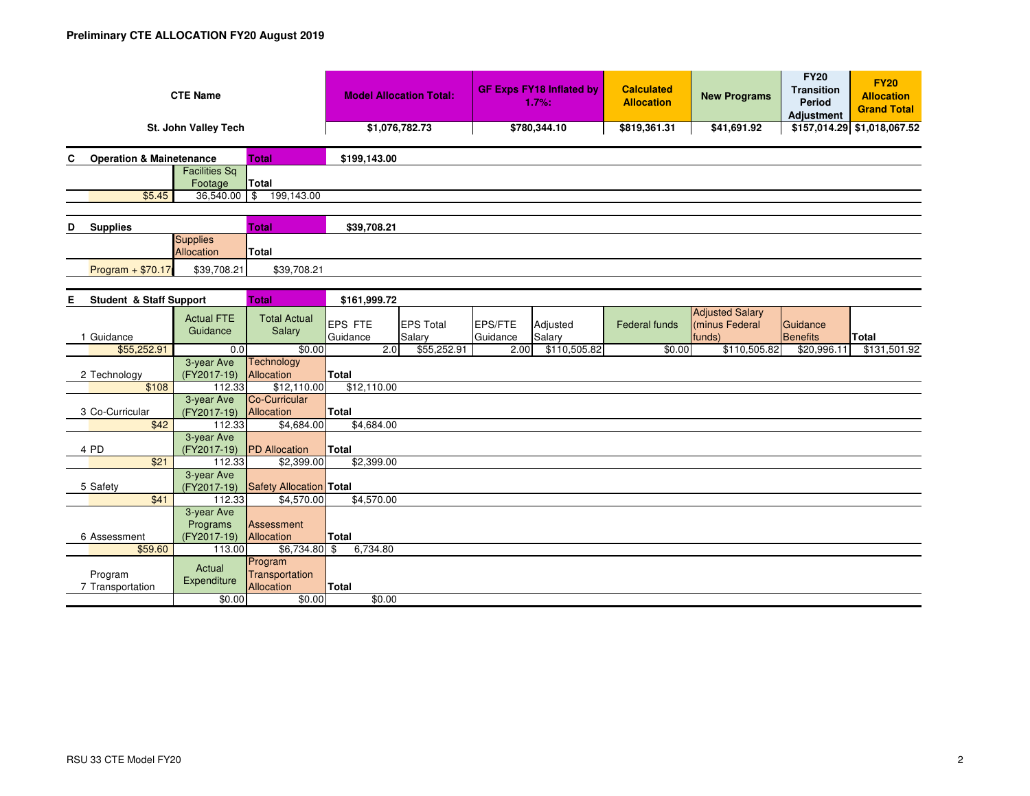**Preliminary CTE ALLOCATION FY20 August 2019**

| CTE Name | Model Allocation Total: | GF Exps FY18 Inflated by 1.7%: | Calculated Allocation | New Programs | FY20 Transition Period Adjustment | FY20 Allocation Grand Total |
|---|---|---|---|---|---|---|
| St. John Valley Tech | $1,076,782.73 | $780,344.10 | $819,361.31 | $41,691.92 | $157,014.29 | $1,018,067.52 |

**C Operation & Mainetenance** — Total: **$199,143.00**

| | Facilities Sq Footage | Total |
|---|---|---|
| $5.45 | 36,540.00 | $ 199,143.00 |

**D Supplies** — Total: **$39,708.21**

| | Supplies Allocation | Total |
|---|---|---|
| Program + $70.17 | $39,708.21 | $39,708.21 |

**E Student & Staff Support** — Total: **$161,999.72**

| 1 Guidance | Actual FTE Guidance | Total Actual Salary | EPS FTE Guidance | EPS Total Salary | EPS/FTE Guidance | Adjusted Salary | Federal funds | Adjusted Salary (minus Federal funds) | Guidance Benefits | Total |
|---|---|---|---|---|---|---|---|---|---|---|
| $55,252.91 | 0.0 | $0.00 | 2.0 | $55,252.91 | 2.00 | $110,505.82 | $0.00 | $110,505.82 | $20,996.11 | $131,501.92 |

| 2 Technology | 3-year Ave (FY2017-19) | Technology Allocation | Total |
|---|---|---|---|
| $108 | 112.33 | $12,110.00 | $12,110.00 |

| 3 Co-Curricular | 3-year Ave (FY2017-19) | Co-Curricular Allocation | Total |
|---|---|---|---|
| $42 | 112.33 | $4,684.00 | $4,684.00 |

| 4 PD | 3-year Ave (FY2017-19) | PD Allocation | Total |
|---|---|---|---|
| $21 | 112.33 | $2,399.00 | $2,399.00 |

| 5 Safety | 3-year Ave (FY2017-19) | Safety Allocation | Total |
|---|---|---|---|
| $41 | 112.33 | $4,570.00 | $4,570.00 |

| 6 Assessment | 3-year Ave Programs (FY2017-19) | Assessment Allocation | Total |
|---|---|---|---|
| $59.60 | 113.00 | $6,734.80 | $ 6,734.80 |

| 7 Program Transportation | Actual Expenditure | Program Transportation Allocation | Total |
|---|---|---|---|
| | $0.00 | $0.00 | $0.00 |

RSU 33 CTE Model FY20